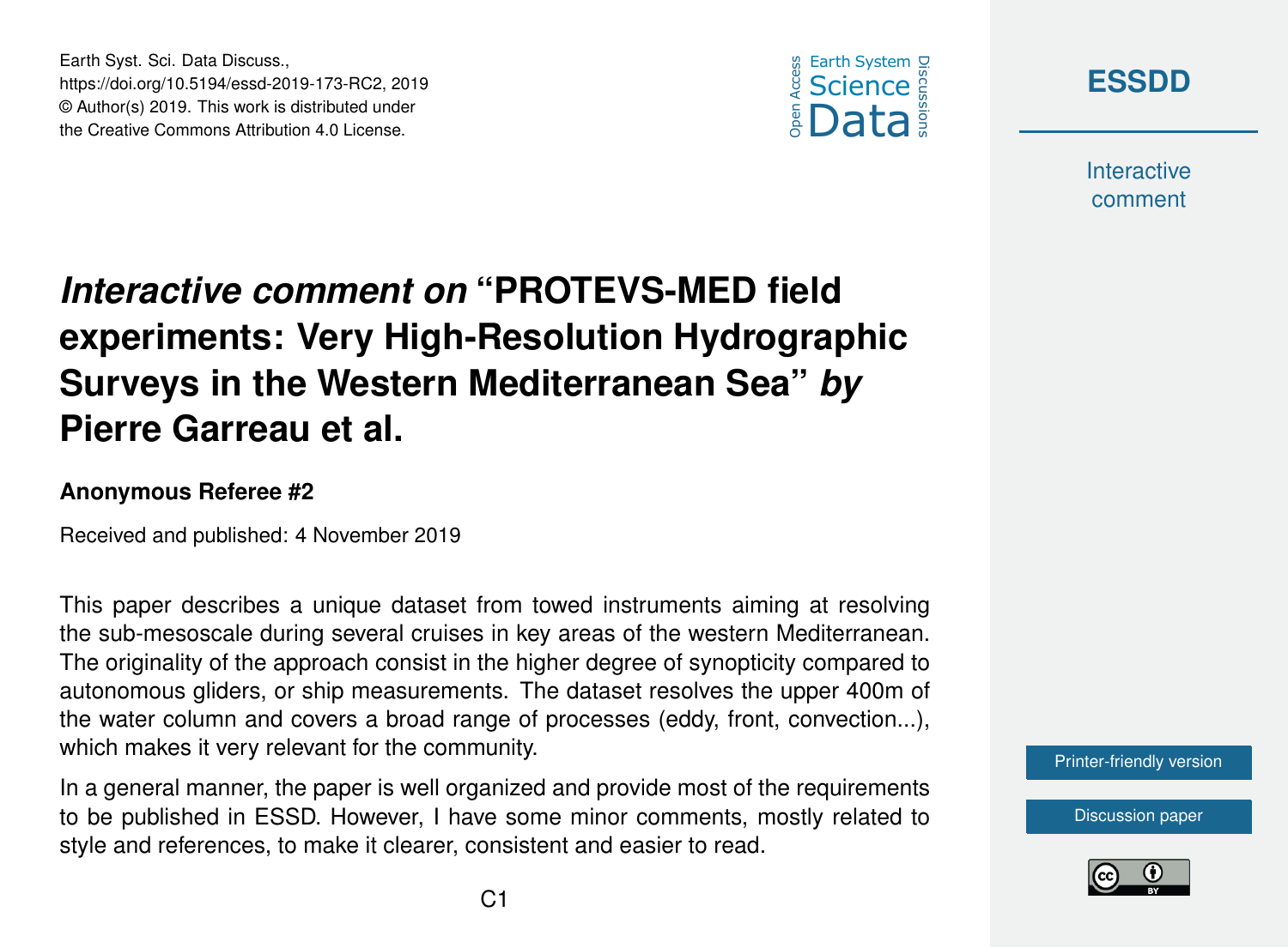# *Interactive comment on* "PROTEVS-MED field experiments: Very High-Resolution Hydrographic Surveys in the Western Mediterranean Sea" *by* Pierre Garreau et al.

**Anonymous Referee #2**

Received and published: 4 November 2019

This paper describes a unique dataset from towed instruments aiming at resolving the sub-mesoscale during several cruises in key areas of the western Mediterranean. The originality of the approach consist in the higher degree of synopticity compared to autonomous gliders, or ship measurements. The dataset resolves the upper 400m of the water column and covers a broad range of processes (eddy, front, convection...), which makes it very relevant for the community.

In a general manner, the paper is well organized and provide most of the requirements to be published in ESSD. However, I have some minor comments, mostly related to style and references, to make it clearer, consistent and easier to read.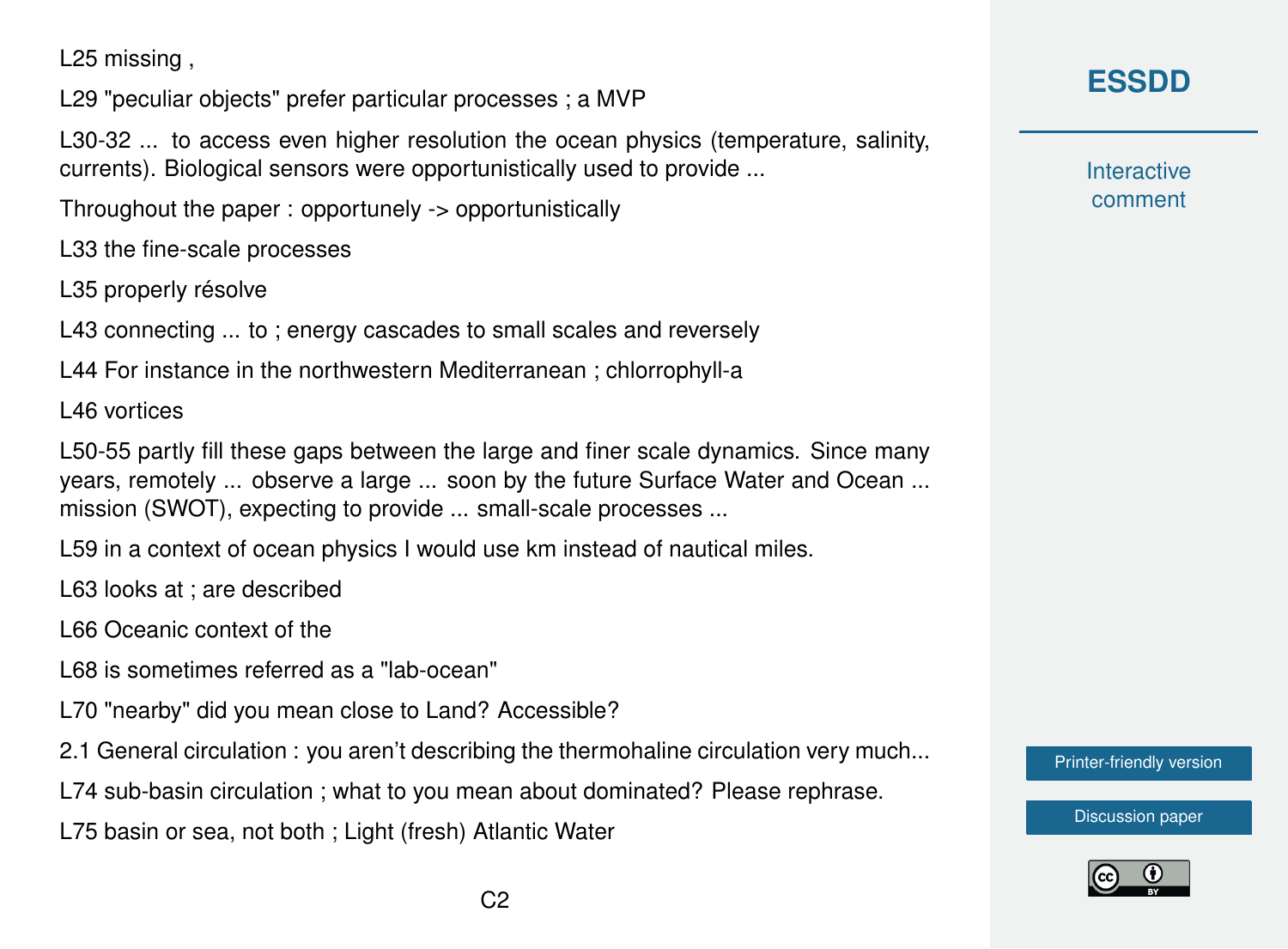L25 missing ,

L29 "peculiar objects" prefer particular processes ; a MVP

L30-32 ... to access even higher resolution the ocean physics (temperature, salinity, currents). Biological sensors were opportunistically used to provide ...

Throughout the paper : opportunely -> opportunistically

L33 the fine-scale processes

L35 properly résolve

L43 connecting ... to ; energy cascades to small scales and reversely

L44 For instance in the northwestern Mediterranean ; chlorrophyll-a

L46 vortices

L50-55 partly fill these gaps between the large and finer scale dynamics. Since many years, remotely ... observe a large ... soon by the future Surface Water and Ocean ... mission (SWOT), expecting to provide ... small-scale processes ...

L59 in a context of ocean physics I would use km instead of nautical miles.

L63 looks at ; are described

L66 Oceanic context of the

L68 is sometimes referred as a "lab-ocean"

L70 "nearby" did you mean close to Land? Accessible?

2.1 General circulation : you aren't describing the thermohaline circulation very much...

L74 sub-basin circulation ; what to you mean about dominated? Please rephrase.

L75 basin or sea, not both ; Light (fresh) Atlantic Water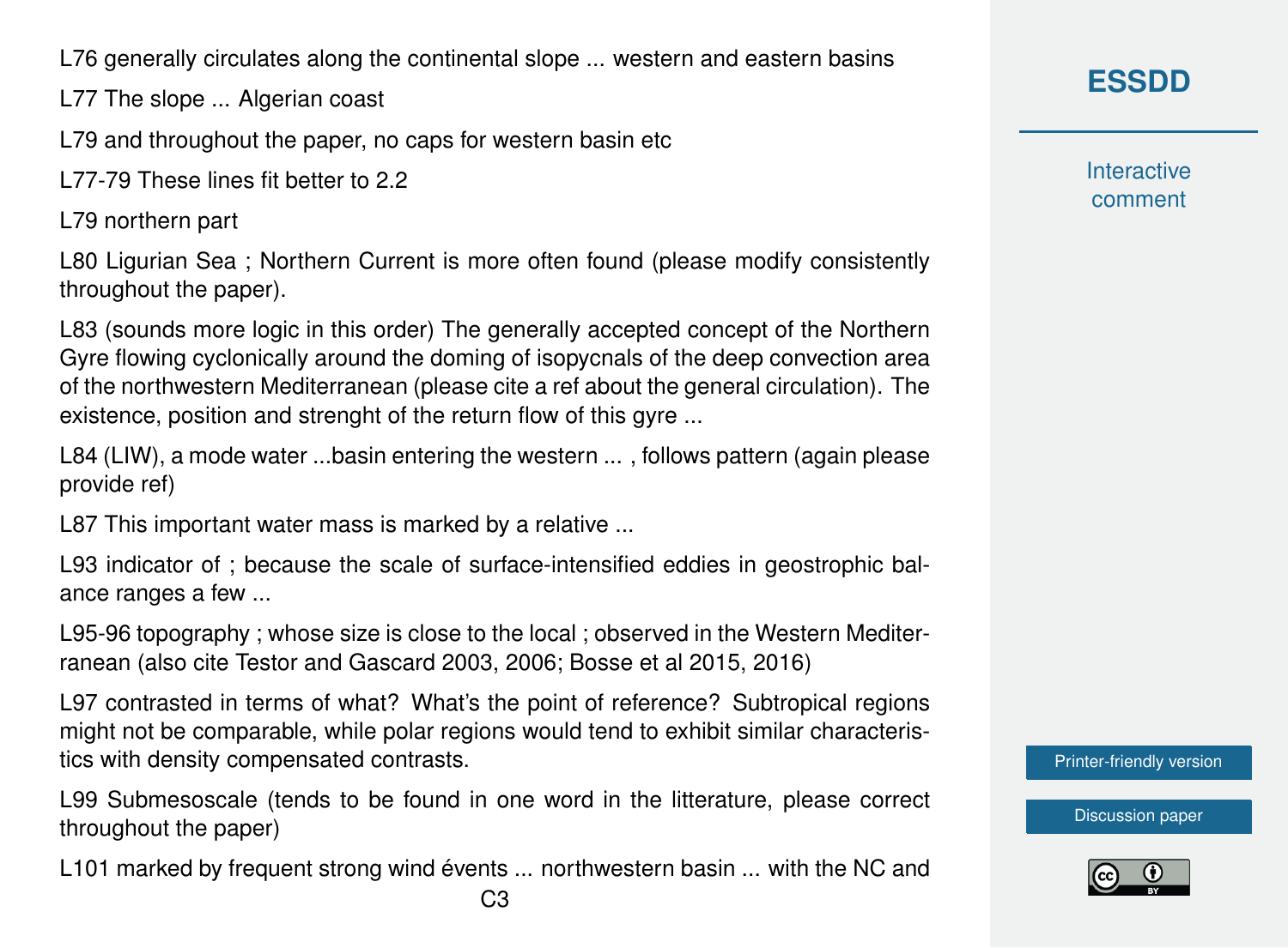L76 generally circulates along the continental slope ... western and eastern basins

L77 The slope ... Algerian coast

L79 and throughout the paper, no caps for western basin etc

L77-79 These lines fit better to 2.2

L79 northern part

L80 Ligurian Sea ; Northern Current is more often found (please modify consistently throughout the paper).

L83 (sounds more logic in this order) The generally accepted concept of the Northern Gyre flowing cyclonically around the doming of isopycnals of the deep convection area of the northwestern Mediterranean (please cite a ref about the general circulation). The existence, position and strenght of the return flow of this gyre ...

L84 (LIW), a mode water ...basin entering the western ... , follows pattern (again please provide ref)

L87 This important water mass is marked by a relative ...

L93 indicator of ; because the scale of surface-intensified eddies in geostrophic balance ranges a few ...

L95-96 topography ; whose size is close to the local ; observed in the Western Mediterranean (also cite Testor and Gascard 2003, 2006; Bosse et al 2015, 2016)

L97 contrasted in terms of what? What's the point of reference? Subtropical regions might not be comparable, while polar regions would tend to exhibit similar characteristics with density compensated contrasts.

L99 Submesoscale (tends to be found in one word in the litterature, please correct throughout the paper)

L101 marked by frequent strong wind évents ... northwestern basin ... with the NC and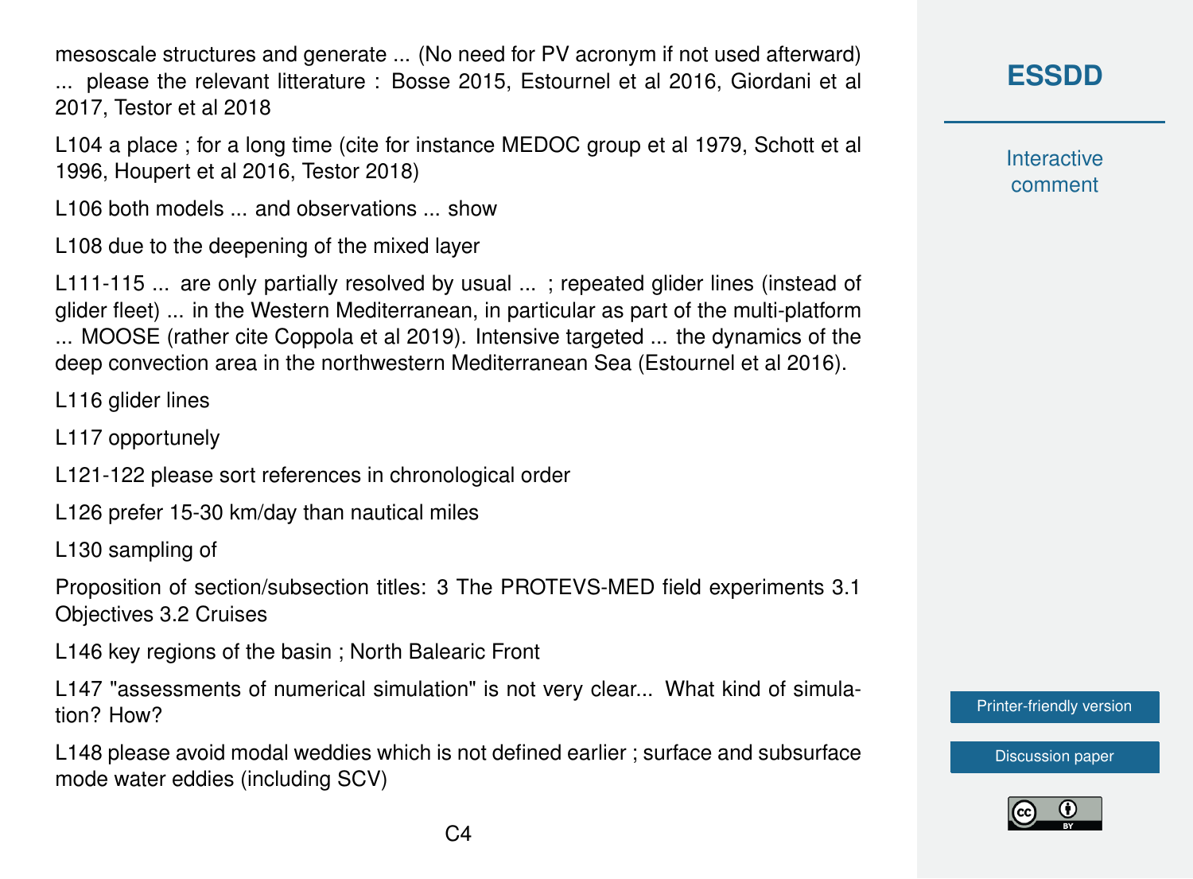mesoscale structures and generate ... (No need for PV acronym if not used afterward) ... please the relevant litterature : Bosse 2015, Estournel et al 2016, Giordani et al 2017, Testor et al 2018

L104 a place ; for a long time (cite for instance MEDOC group et al 1979, Schott et al 1996, Houpert et al 2016, Testor 2018)

L106 both models ... and observations ... show

L108 due to the deepening of the mixed layer

L111-115 ... are only partially resolved by usual ... ; repeated glider lines (instead of glider fleet) ... in the Western Mediterranean, in particular as part of the multi-platform ... MOOSE (rather cite Coppola et al 2019). Intensive targeted ... the dynamics of the deep convection area in the northwestern Mediterranean Sea (Estournel et al 2016).

L116 glider lines

L117 opportunely

L121-122 please sort references in chronological order

L126 prefer 15-30 km/day than nautical miles

L130 sampling of

Proposition of section/subsection titles: 3 The PROTEVS-MED field experiments 3.1 Objectives 3.2 Cruises

L146 key regions of the basin ; North Balearic Front

L147 "assessments of numerical simulation" is not very clear... What kind of simulation? How?

L148 please avoid modal weddies which is not defined earlier ; surface and subsurface mode water eddies (including SCV)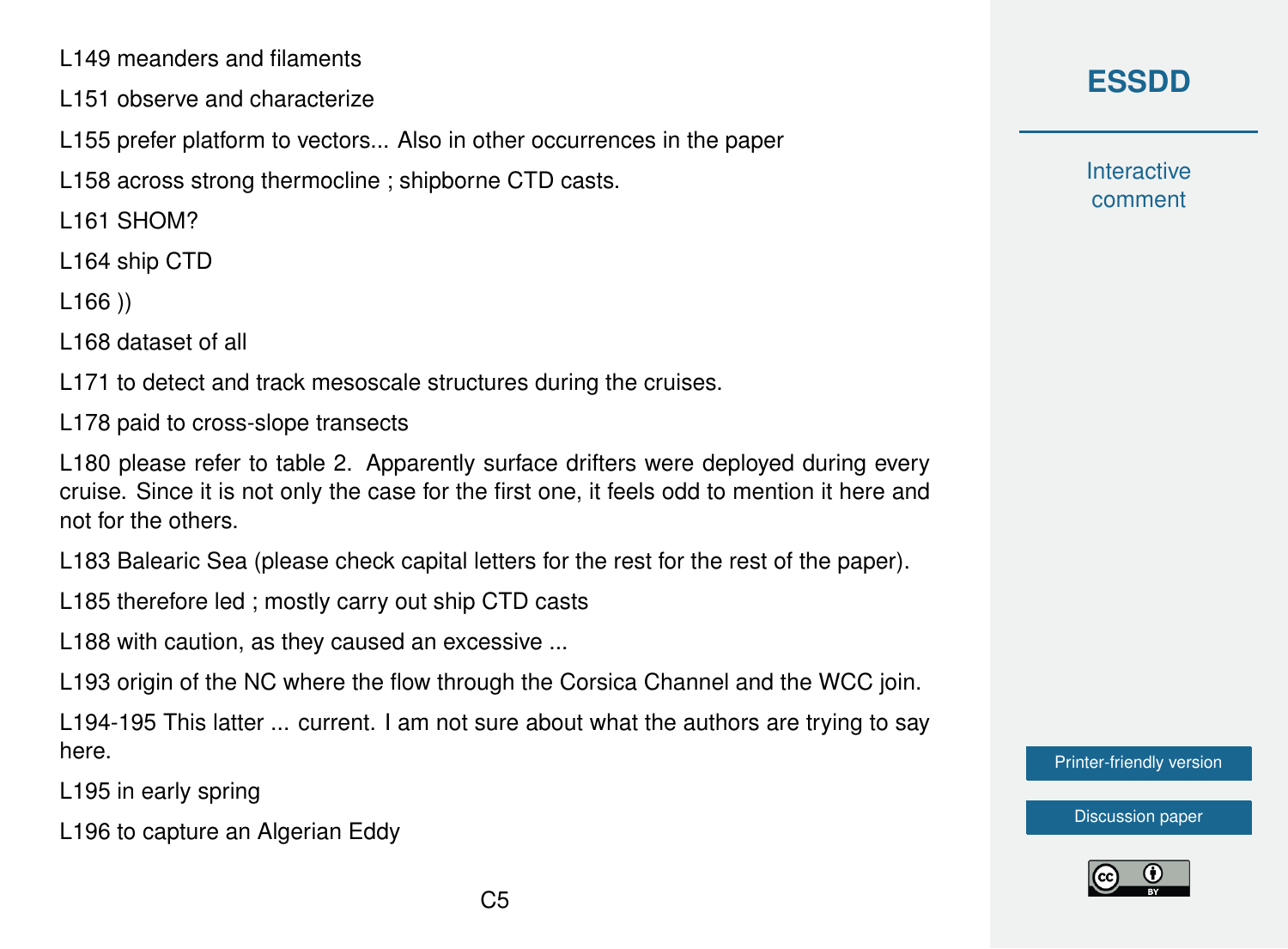L149 meanders and filaments

L151 observe and characterize

L155 prefer platform to vectors... Also in other occurrences in the paper

L158 across strong thermocline ; shipborne CTD casts.

L161 SHOM?

L164 ship CTD

L166 ))

L168 dataset of all

L171 to detect and track mesoscale structures during the cruises.

L178 paid to cross-slope transects

L180 please refer to table 2. Apparently surface drifters were deployed during every cruise. Since it is not only the case for the first one, it feels odd to mention it here and not for the others.

L183 Balearic Sea (please check capital letters for the rest for the rest of the paper).

L185 therefore led ; mostly carry out ship CTD casts

L188 with caution, as they caused an excessive ...

L193 origin of the NC where the flow through the Corsica Channel and the WCC join.

L194-195 This latter ... current. I am not sure about what the authors are trying to say here.

L195 in early spring

L196 to capture an Algerian Eddy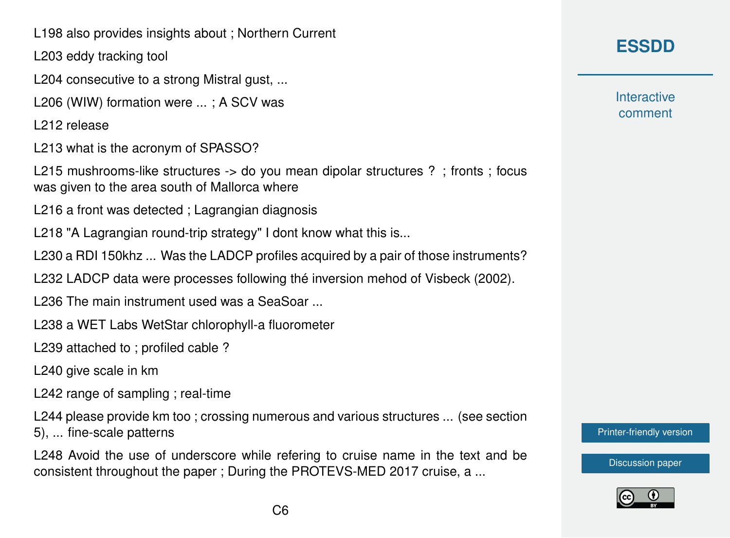L198 also provides insights about ; Northern Current

L203 eddy tracking tool

L204 consecutive to a strong Mistral gust, ...

L206 (WIW) formation were ... ; A SCV was

L212 release

L213 what is the acronym of SPASSO?

L215 mushrooms-like structures -> do you mean dipolar structures ? ; fronts ; focus was given to the area south of Mallorca where

L216 a front was detected ; Lagrangian diagnosis

L218 "A Lagrangian round-trip strategy" I dont know what this is...

L230 a RDI 150khz ... Was the LADCP profiles acquired by a pair of those instruments?

L232 LADCP data were processes following thé inversion mehod of Visbeck (2002).

L236 The main instrument used was a SeaSoar ...

L238 a WET Labs WetStar chlorophyll-a fluorometer

L239 attached to ; profiled cable ?

L240 give scale in km

L242 range of sampling ; real-time

L244 please provide km too ; crossing numerous and various structures ... (see section 5), ... fine-scale patterns

L248 Avoid the use of underscore while refering to cruise name in the text and be consistent throughout the paper ; During the PROTEVS-MED 2017 cruise, a ...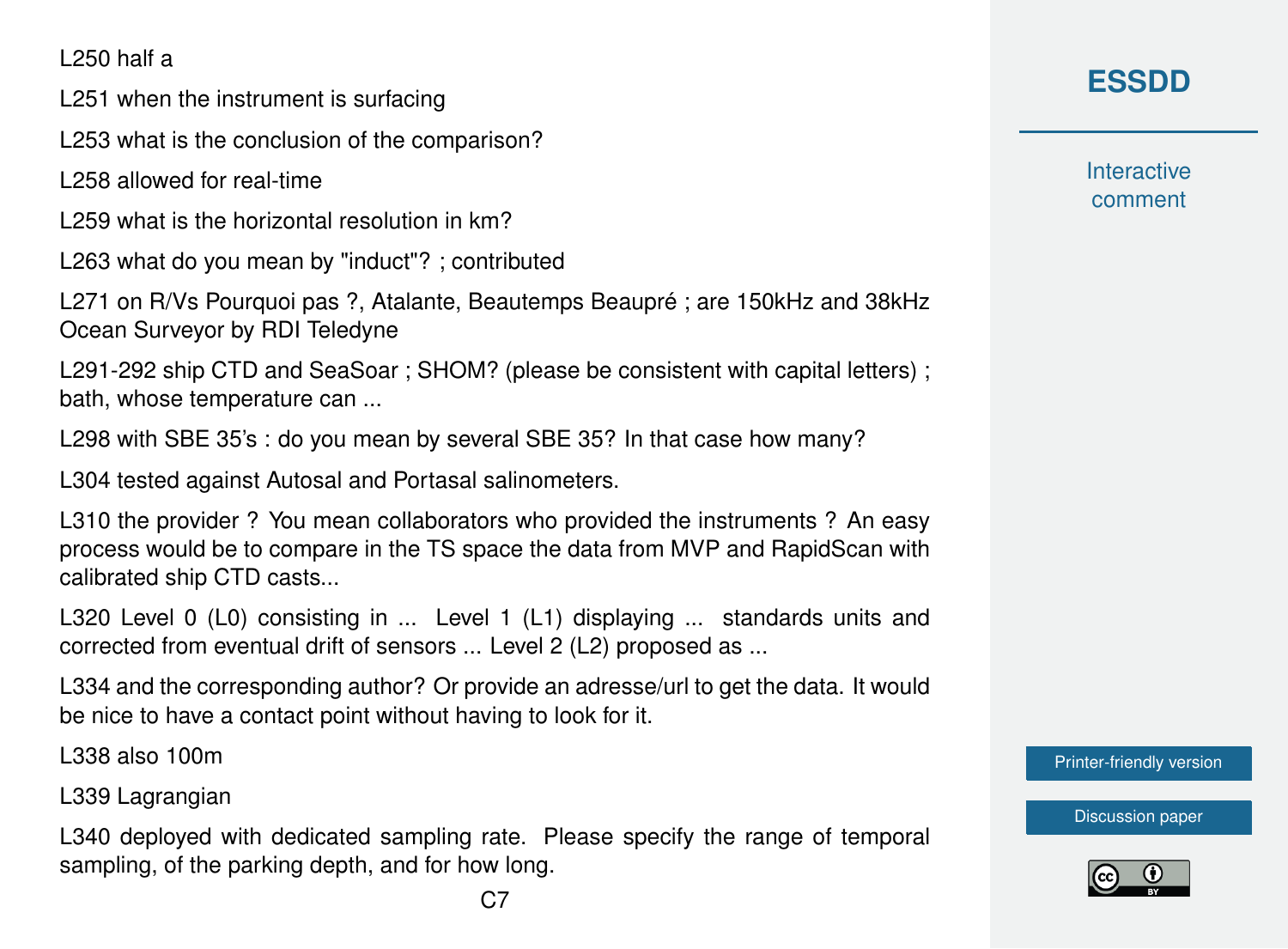L250 half a

L251 when the instrument is surfacing

L253 what is the conclusion of the comparison?

L258 allowed for real-time

L259 what is the horizontal resolution in km?

L263 what do you mean by "induct"? ; contributed

L271 on R/Vs Pourquoi pas ?, Atalante, Beautemps Beaupré ; are 150kHz and 38kHz Ocean Surveyor by RDI Teledyne

L291-292 ship CTD and SeaSoar ; SHOM? (please be consistent with capital letters) ; bath, whose temperature can ...

L298 with SBE 35's : do you mean by several SBE 35? In that case how many?

L304 tested against Autosal and Portasal salinometers.

L310 the provider ? You mean collaborators who provided the instruments ? An easy process would be to compare in the TS space the data from MVP and RapidScan with calibrated ship CTD casts...

L320 Level 0 (L0) consisting in ... Level 1 (L1) displaying ... standards units and corrected from eventual drift of sensors ... Level 2 (L2) proposed as ...

L334 and the corresponding author? Or provide an adresse/url to get the data. It would be nice to have a contact point without having to look for it.

L338 also 100m

L339 Lagrangian

L340 deployed with dedicated sampling rate. Please specify the range of temporal sampling, of the parking depth, and for how long.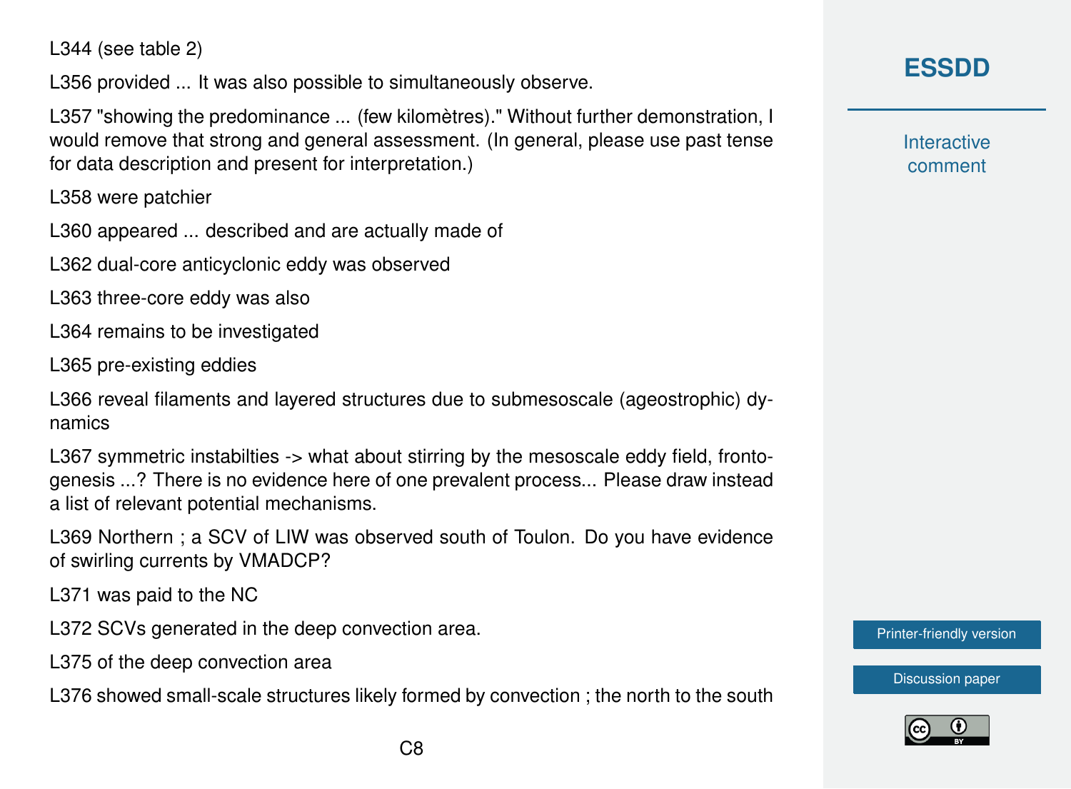L344 (see table 2)

L356 provided ... It was also possible to simultaneously observe.

L357 "showing the predominance ... (few kilomètres)." Without further demonstration, I would remove that strong and general assessment. (In general, please use past tense for data description and present for interpretation.)

L358 were patchier

L360 appeared ... described and are actually made of

L362 dual-core anticyclonic eddy was observed

L363 three-core eddy was also

L364 remains to be investigated

L365 pre-existing eddies

L366 reveal filaments and layered structures due to submesoscale (ageostrophic) dynamics

L367 symmetric instabilties -> what about stirring by the mesoscale eddy field, frontogenesis ...? There is no evidence here of one prevalent process... Please draw instead a list of relevant potential mechanisms.

L369 Northern ; a SCV of LIW was observed south of Toulon. Do you have evidence of swirling currents by VMADCP?

L371 was paid to the NC

L372 SCVs generated in the deep convection area.

L375 of the deep convection area

L376 showed small-scale structures likely formed by convection ; the north to the south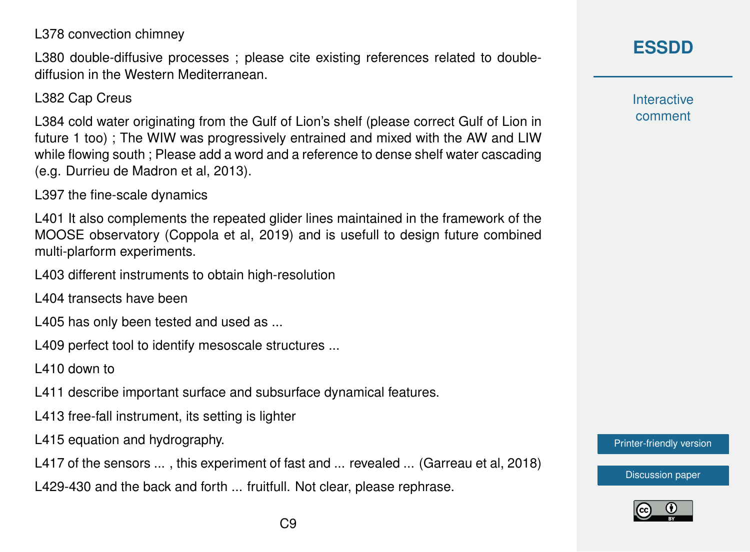L378 convection chimney

L380 double-diffusive processes ; please cite existing references related to double-diffusion in the Western Mediterranean.

L382 Cap Creus

L384 cold water originating from the Gulf of Lion's shelf (please correct Gulf of Lion in future 1 too) ; The WIW was progressively entrained and mixed with the AW and LIW while flowing south ; Please add a word and a reference to dense shelf water cascading (e.g. Durrieu de Madron et al, 2013).

L397 the fine-scale dynamics

L401 It also complements the repeated glider lines maintained in the framework of the MOOSE observatory (Coppola et al, 2019) and is usefull to design future combined multi-plarform experiments.

L403 different instruments to obtain high-resolution

L404 transects have been

L405 has only been tested and used as ...

L409 perfect tool to identify mesoscale structures ...

L410 down to

L411 describe important surface and subsurface dynamical features.

L413 free-fall instrument, its setting is lighter

L415 equation and hydrography.

L417 of the sensors ... , this experiment of fast and ... revealed ... (Garreau et al, 2018)

L429-430 and the back and forth ... fruitfull. Not clear, please rephrase.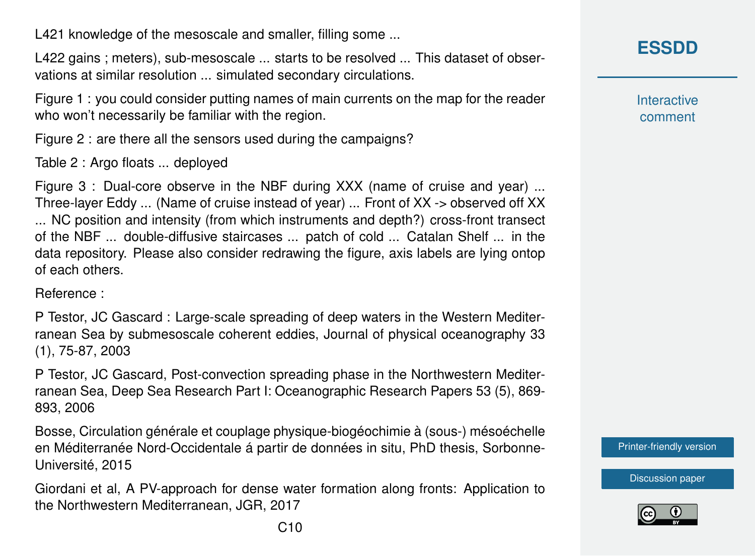L421 knowledge of the mesoscale and smaller, filling some ...

L422 gains ; meters), sub-mesoscale ... starts to be resolved ... This dataset of observations at similar resolution ... simulated secondary circulations.

Figure 1 : you could consider putting names of main currents on the map for the reader who won't necessarily be familiar with the region.

Figure 2 : are there all the sensors used during the campaigns?

Table 2 : Argo floats ... deployed

Figure 3 : Dual-core observe in the NBF during XXX (name of cruise and year) ... Three-layer Eddy ... (Name of cruise instead of year) ... Front of XX -> observed off XX ... NC position and intensity (from which instruments and depth?) cross-front transect of the NBF ... double-diffusive staircases ... patch of cold ... Catalan Shelf ... in the data repository. Please also consider redrawing the figure, axis labels are lying ontop of each others.

Reference :

P Testor, JC Gascard : Large-scale spreading of deep waters in the Western Mediterranean Sea by submesoscale coherent eddies, Journal of physical oceanography 33 (1), 75-87, 2003

P Testor, JC Gascard, Post-convection spreading phase in the Northwestern Mediterranean Sea, Deep Sea Research Part I: Oceanographic Research Papers 53 (5), 869-893, 2006

Bosse, Circulation générale et couplage physique-biogéochimie à (sous-) mésoéchelle en Méditerranée Nord-Occidentale á partir de données in situ, PhD thesis, Sorbonne-Université, 2015

Giordani et al, A PV-approach for dense water formation along fronts: Application to the Northwestern Mediterranean, JGR, 2017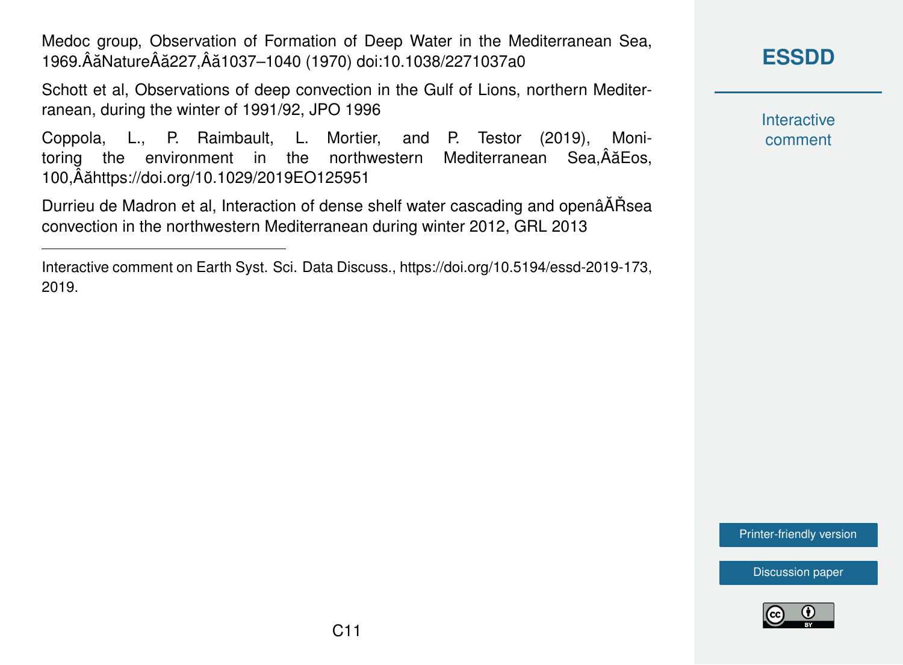Medoc group, Observation of Formation of Deep Water in the Mediterranean Sea, 1969.ÂăNatureÂă227,Âă1037–1040 (1970) doi:10.1038/2271037a0

Schott et al, Observations of deep convection in the Gulf of Lions, northern Mediterranean, during the winter of 1991/92, JPO 1996

Coppola, L., P. Raimbault, L. Mortier, and P. Testor (2019), Monitoring the environment in the northwestern Mediterranean Sea,ÂăEos, 100,Âăhttps://doi.org/10.1029/2019EO125951

Durrieu de Madron et al, Interaction of dense shelf water cascading and openâĂŘsea convection in the northwestern Mediterranean during winter 2012, GRL 2013

---

Interactive comment on Earth Syst. Sci. Data Discuss., https://doi.org/10.5194/essd-2019-173, 2019.